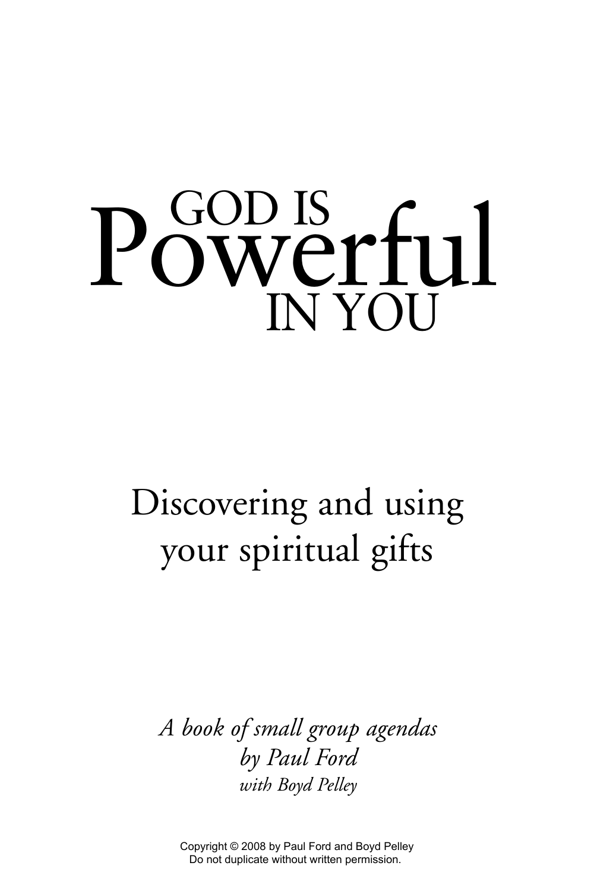# GOD IS Powerful IN YOU

## Discovering and using your spiritual gifts

*A book of small group agendas*
*by Paul Ford*
*with Boyd Pelley*

Copyright © 2008 by Paul Ford and Boyd Pelley
Do not duplicate without written permission.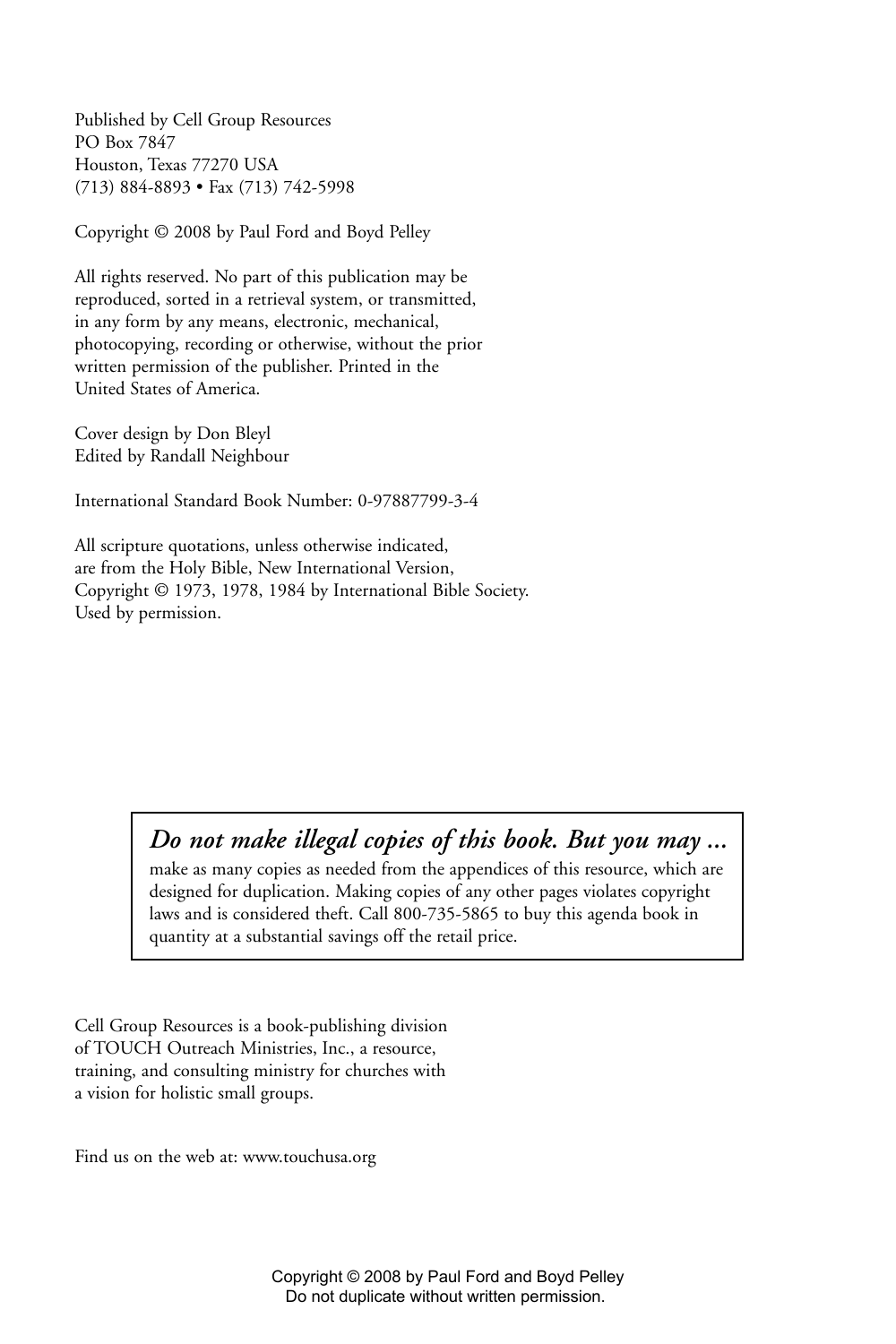Published by Cell Group Resources
PO Box 7847
Houston, Texas 77270 USA
(713) 884-8893 • Fax (713) 742-5998

Copyright © 2008 by Paul Ford and Boyd Pelley

All rights reserved. No part of this publication may be reproduced, sorted in a retrieval system, or transmitted, in any form by any means, electronic, mechanical, photocopying, recording or otherwise, without the prior written permission of the publisher. Printed in the United States of America.

Cover design by Don Bleyl
Edited by Randall Neighbour

International Standard Book Number: 0-97887799-3-4

All scripture quotations, unless otherwise indicated, are from the Holy Bible, New International Version, Copyright © 1973, 1978, 1984 by International Bible Society. Used by permission.

***Do not make illegal copies of this book. But you may ...***

make as many copies as needed from the appendices of this resource, which are designed for duplication. Making copies of any other pages violates copyright laws and is considered theft. Call 800-735-5865 to buy this agenda book in quantity at a substantial savings off the retail price.

Cell Group Resources is a book-publishing division of TOUCH Outreach Ministries, Inc., a resource, training, and consulting ministry for churches with a vision for holistic small groups.

Find us on the web at: www.touchusa.org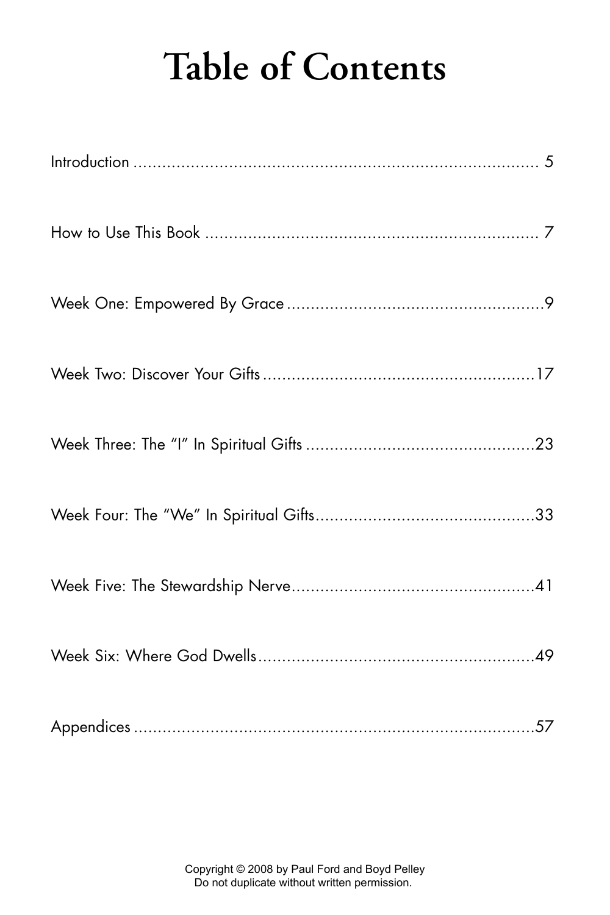# Table of Contents

Introduction ........................................................................ 5

How to Use This Book ........................................................ 7

Week One: Empowered By Grace .......................................9

Week Two: Discover Your Gifts ...........................................17

Week Three: The "I" In Spiritual Gifts ...............................23

Week Four: The "We" In Spiritual Gifts..............................33

Week Five: The Stewardship Nerve....................................41

Week Six: Where God Dwells.............................................49

Appendices .........................................................................57

Copyright © 2008 by Paul Ford and Boyd Pelley
Do not duplicate without written permission.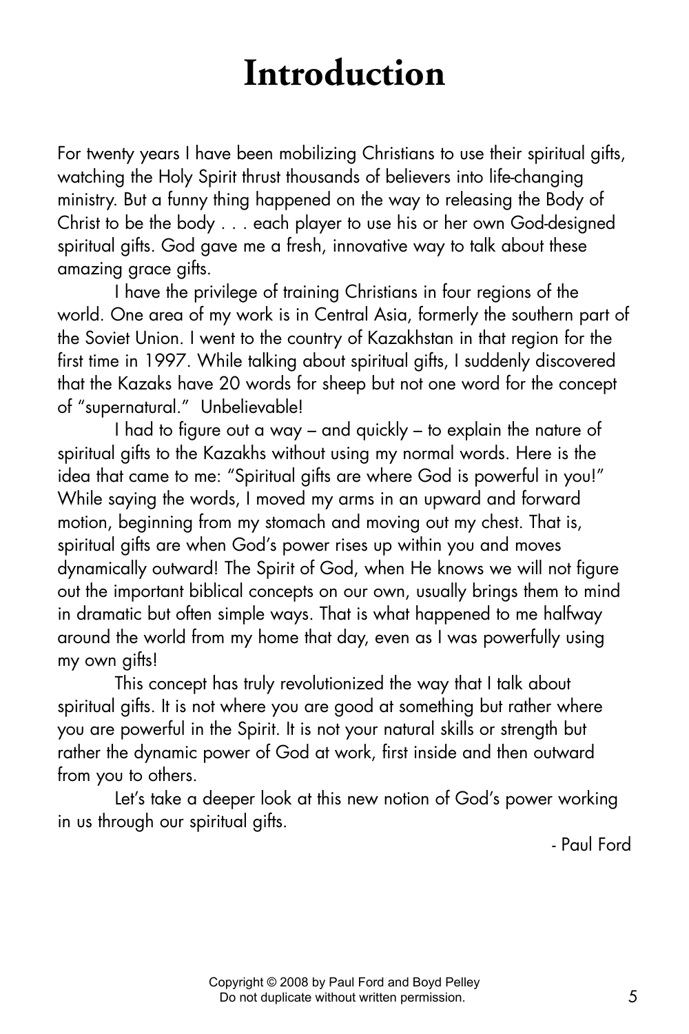# Introduction

For twenty years I have been mobilizing Christians to use their spiritual gifts, watching the Holy Spirit thrust thousands of believers into life-changing ministry. But a funny thing happened on the way to releasing the Body of Christ to be the body . . . each player to use his or her own God-designed spiritual gifts. God gave me a fresh, innovative way to talk about these amazing grace gifts.

I have the privilege of training Christians in four regions of the world. One area of my work is in Central Asia, formerly the southern part of the Soviet Union. I went to the country of Kazakhstan in that region for the first time in 1997. While talking about spiritual gifts, I suddenly discovered that the Kazaks have 20 words for sheep but not one word for the concept of "supernatural." Unbelievable!

I had to figure out a way – and quickly – to explain the nature of spiritual gifts to the Kazakhs without using my normal words. Here is the idea that came to me: "Spiritual gifts are where God is powerful in you!" While saying the words, I moved my arms in an upward and forward motion, beginning from my stomach and moving out my chest. That is, spiritual gifts are when God's power rises up within you and moves dynamically outward! The Spirit of God, when He knows we will not figure out the important biblical concepts on our own, usually brings them to mind in dramatic but often simple ways. That is what happened to me halfway around the world from my home that day, even as I was powerfully using my own gifts!

This concept has truly revolutionized the way that I talk about spiritual gifts. It is not where you are good at something but rather where you are powerful in the Spirit. It is not your natural skills or strength but rather the dynamic power of God at work, first inside and then outward from you to others.

Let's take a deeper look at this new notion of God's power working in us through our spiritual gifts.

- Paul Ford

Copyright © 2008 by Paul Ford and Boyd Pelley
Do not duplicate without written permission.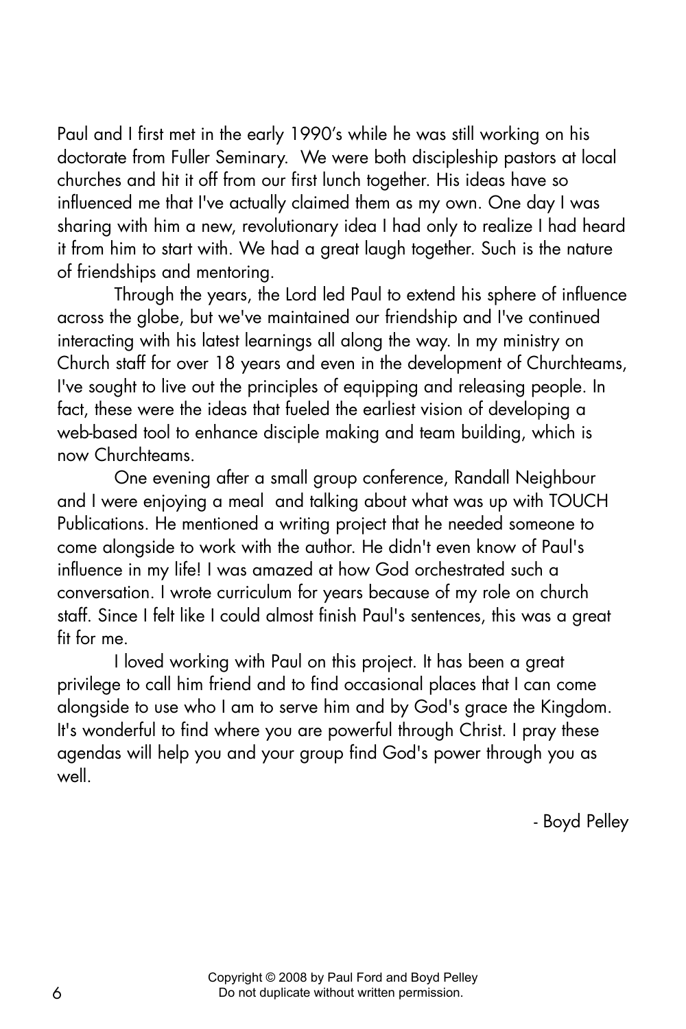Paul and I first met in the early 1990's while he was still working on his doctorate from Fuller Seminary. We were both discipleship pastors at local churches and hit it off from our first lunch together. His ideas have so influenced me that I've actually claimed them as my own. One day I was sharing with him a new, revolutionary idea I had only to realize I had heard it from him to start with. We had a great laugh together. Such is the nature of friendships and mentoring.

Through the years, the Lord led Paul to extend his sphere of influence across the globe, but we've maintained our friendship and I've continued interacting with his latest learnings all along the way. In my ministry on Church staff for over 18 years and even in the development of Churchteams, I've sought to live out the principles of equipping and releasing people. In fact, these were the ideas that fueled the earliest vision of developing a web-based tool to enhance disciple making and team building, which is now Churchteams.

One evening after a small group conference, Randall Neighbour and I were enjoying a meal and talking about what was up with TOUCH Publications. He mentioned a writing project that he needed someone to come alongside to work with the author. He didn't even know of Paul's influence in my life! I was amazed at how God orchestrated such a conversation. I wrote curriculum for years because of my role on church staff. Since I felt like I could almost finish Paul's sentences, this was a great fit for me.

I loved working with Paul on this project. It has been a great privilege to call him friend and to find occasional places that I can come alongside to use who I am to serve him and by God's grace the Kingdom. It's wonderful to find where you are powerful through Christ. I pray these agendas will help you and your group find God's power through you as well.

- Boyd Pelley

Copyright © 2008 by Paul Ford and Boyd Pelley
Do not duplicate without written permission.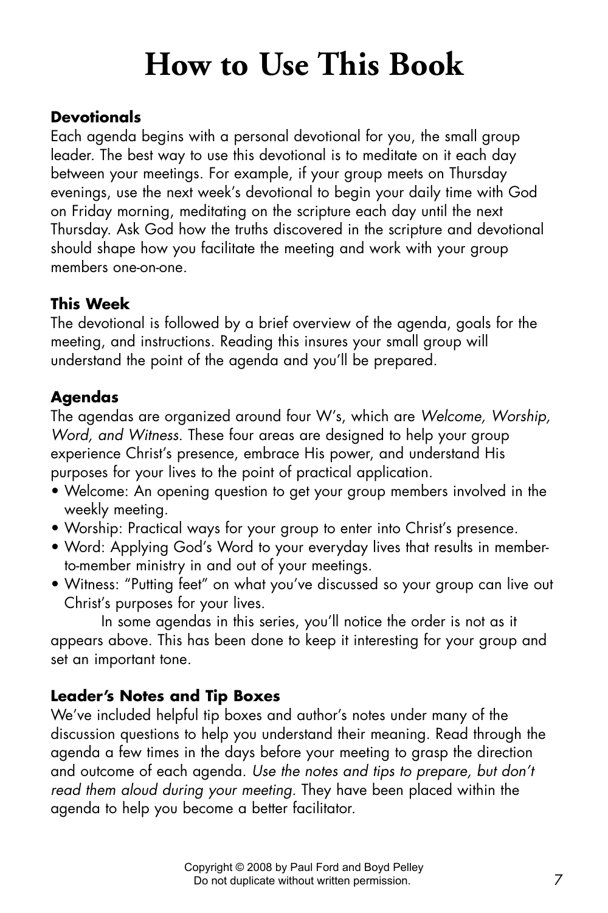# How to Use This Book

**Devotionals**
Each agenda begins with a personal devotional for you, the small group leader. The best way to use this devotional is to meditate on it each day between your meetings. For example, if your group meets on Thursday evenings, use the next week's devotional to begin your daily time with God on Friday morning, meditating on the scripture each day until the next Thursday. Ask God how the truths discovered in the scripture and devotional should shape how you facilitate the meeting and work with your group members one-on-one.

**This Week**
The devotional is followed by a brief overview of the agenda, goals for the meeting, and instructions. Reading this insures your small group will understand the point of the agenda and you'll be prepared.

**Agendas**
The agendas are organized around four W's, which are *Welcome, Worship, Word, and Witness*. These four areas are designed to help your group experience Christ's presence, embrace His power, and understand His purposes for your lives to the point of practical application.

- Welcome: An opening question to get your group members involved in the weekly meeting.
- Worship: Practical ways for your group to enter into Christ's presence.
- Word: Applying God's Word to your everyday lives that results in member-to-member ministry in and out of your meetings.
- Witness: "Putting feet" on what you've discussed so your group can live out Christ's purposes for your lives.

In some agendas in this series, you'll notice the order is not as it appears above. This has been done to keep it interesting for your group and set an important tone.

**Leader's Notes and Tip Boxes**
We've included helpful tip boxes and author's notes under many of the discussion questions to help you understand their meaning. Read through the agenda a few times in the days before your meeting to grasp the direction and outcome of each agenda. *Use the notes and tips to prepare, but don't read them aloud during your meeting.* They have been placed within the agenda to help you become a better facilitator.

Copyright © 2008 by Paul Ford and Boyd Pelley
Do not duplicate without written permission.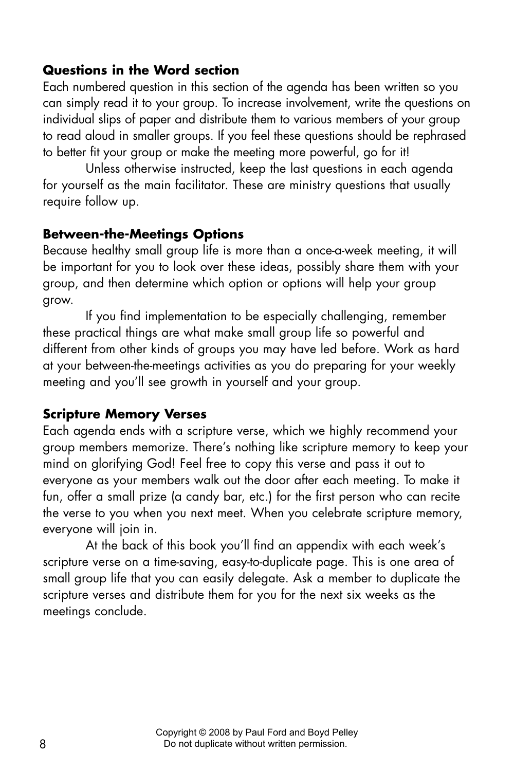### Questions in the Word section

Each numbered question in this section of the agenda has been written so you can simply read it to your group. To increase involvement, write the questions on individual slips of paper and distribute them to various members of your group to read aloud in smaller groups. If you feel these questions should be rephrased to better fit your group or make the meeting more powerful, go for it!

Unless otherwise instructed, keep the last questions in each agenda for yourself as the main facilitator. These are ministry questions that usually require follow up.

### Between-the-Meetings Options

Because healthy small group life is more than a once-a-week meeting, it will be important for you to look over these ideas, possibly share them with your group, and then determine which option or options will help your group grow.

If you find implementation to be especially challenging, remember these practical things are what make small group life so powerful and different from other kinds of groups you may have led before. Work as hard at your between-the-meetings activities as you do preparing for your weekly meeting and you'll see growth in yourself and your group.

### Scripture Memory Verses

Each agenda ends with a scripture verse, which we highly recommend your group members memorize. There's nothing like scripture memory to keep your mind on glorifying God! Feel free to copy this verse and pass it out to everyone as your members walk out the door after each meeting. To make it fun, offer a small prize (a candy bar, etc.) for the first person who can recite the verse to you when you next meet. When you celebrate scripture memory, everyone will join in.

At the back of this book you'll find an appendix with each week's scripture verse on a time-saving, easy-to-duplicate page. This is one area of small group life that you can easily delegate. Ask a member to duplicate the scripture verses and distribute them for you for the next six weeks as the meetings conclude.

Copyright © 2008 by Paul Ford and Boyd Pelley
Do not duplicate without written permission.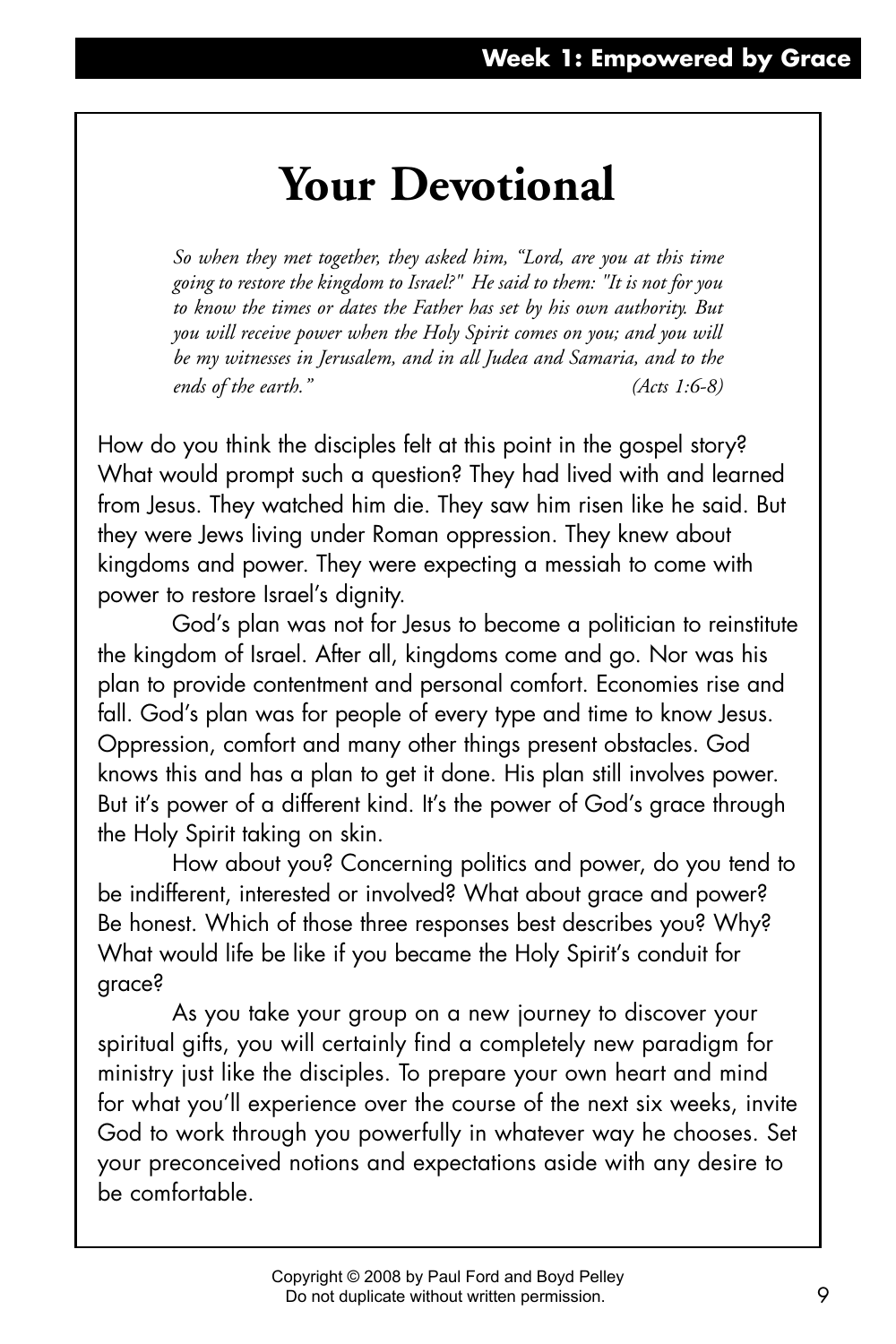# Your Devotional

*So when they met together, they asked him, "Lord, are you at this time going to restore the kingdom to Israel?" He said to them: "It is not for you to know the times or dates the Father has set by his own authority. But you will receive power when the Holy Spirit comes on you; and you will be my witnesses in Jerusalem, and in all Judea and Samaria, and to the ends of the earth."* *(Acts 1:6-8)*

How do you think the disciples felt at this point in the gospel story? What would prompt such a question? They had lived with and learned from Jesus. They watched him die. They saw him risen like he said. But they were Jews living under Roman oppression. They knew about kingdoms and power. They were expecting a messiah to come with power to restore Israel's dignity.

God's plan was not for Jesus to become a politician to reinstitute the kingdom of Israel. After all, kingdoms come and go. Nor was his plan to provide contentment and personal comfort. Economies rise and fall. God's plan was for people of every type and time to know Jesus. Oppression, comfort and many other things present obstacles. God knows this and has a plan to get it done. His plan still involves power. But it's power of a different kind. It's the power of God's grace through the Holy Spirit taking on skin.

How about you? Concerning politics and power, do you tend to be indifferent, interested or involved? What about grace and power? Be honest. Which of those three responses best describes you? Why? What would life be like if you became the Holy Spirit's conduit for grace?

As you take your group on a new journey to discover your spiritual gifts, you will certainly find a completely new paradigm for ministry just like the disciples. To prepare your own heart and mind for what you'll experience over the course of the next six weeks, invite God to work through you powerfully in whatever way he chooses. Set your preconceived notions and expectations aside with any desire to be comfortable.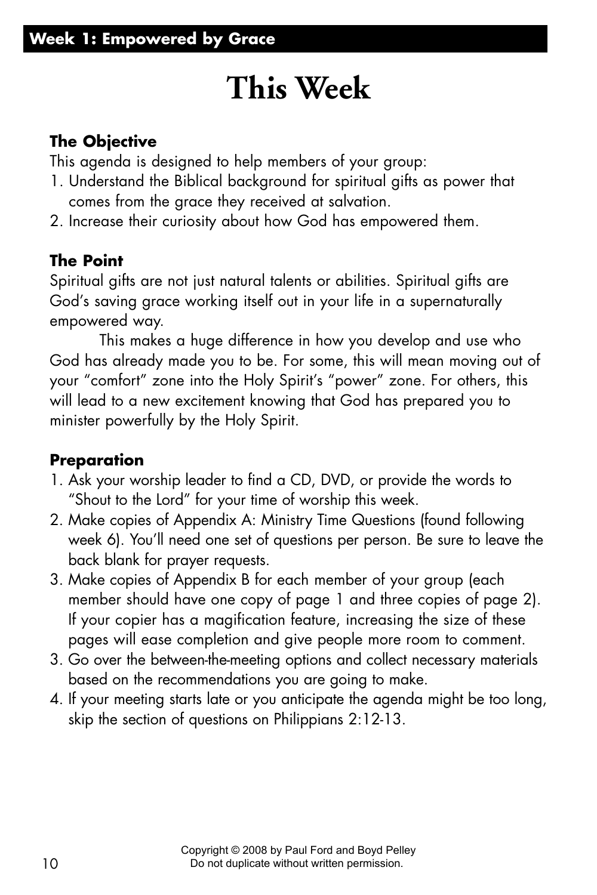# This Week

**The Objective**

This agenda is designed to help members of your group:

1. Understand the Biblical background for spiritual gifts as power that comes from the grace they received at salvation.
2. Increase their curiosity about how God has empowered them.

**The Point**

Spiritual gifts are not just natural talents or abilities. Spiritual gifts are God's saving grace working itself out in your life in a supernaturally empowered way.

This makes a huge difference in how you develop and use who God has already made you to be. For some, this will mean moving out of your "comfort" zone into the Holy Spirit's "power" zone. For others, this will lead to a new excitement knowing that God has prepared you to minister powerfully by the Holy Spirit.

**Preparation**

1. Ask your worship leader to find a CD, DVD, or provide the words to "Shout to the Lord" for your time of worship this week.
2. Make copies of Appendix A: Ministry Time Questions (found following week 6). You'll need one set of questions per person. Be sure to leave the back blank for prayer requests.
3. Make copies of Appendix B for each member of your group (each member should have one copy of page 1 and three copies of page 2). If your copier has a magification feature, increasing the size of these pages will ease completion and give people more room to comment.
3. Go over the between-the-meeting options and collect necessary materials based on the recommendations you are going to make.
4. If your meeting starts late or you anticipate the agenda might be too long, skip the section of questions on Philippians 2:12-13.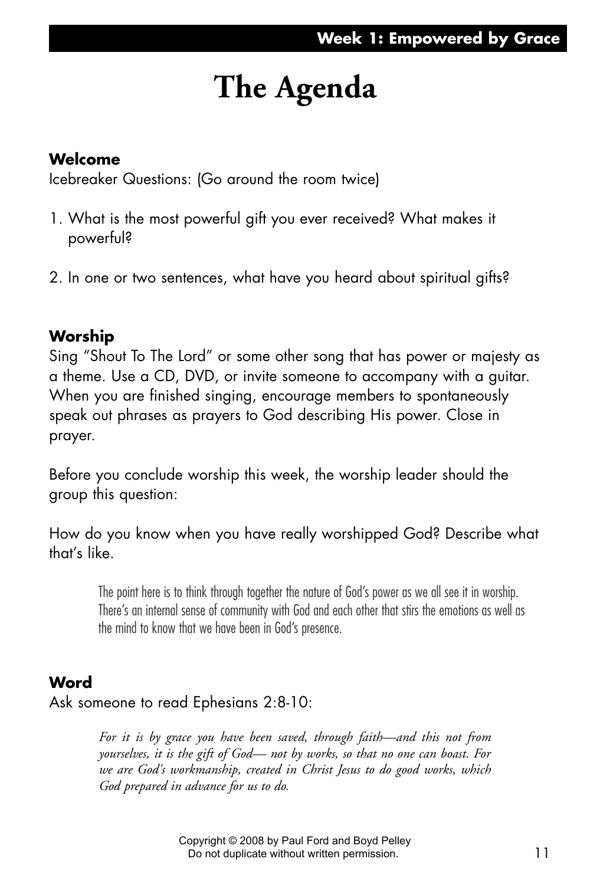# The Agenda

**Welcome**
Icebreaker Questions: (Go around the room twice)

1. What is the most powerful gift you ever received? What makes it powerful?

2. In one or two sentences, what have you heard about spiritual gifts?

**Worship**
Sing "Shout To The Lord" or some other song that has power or majesty as a theme. Use a CD, DVD, or invite someone to accompany with a guitar. When you are finished singing, encourage members to spontaneously speak out phrases as prayers to God describing His power. Close in prayer.

Before you conclude worship this week, the worship leader should the group this question:

How do you know when you have really worshipped God? Describe what that's like.

> The point here is to think through together the nature of God's power as we all see it in worship. There's an internal sense of community with God and each other that stirs the emotions as well as the mind to know that we have been in God's presence.

**Word**
Ask someone to read Ephesians 2:8-10:

> *For it is by grace you have been saved, through faith—and this not from yourselves, it is the gift of God— not by works, so that no one can boast. For we are God's workmanship, created in Christ Jesus to do good works, which God prepared in advance for us to do.*

Copyright © 2008 by Paul Ford and Boyd Pelley
Do not duplicate without written permission.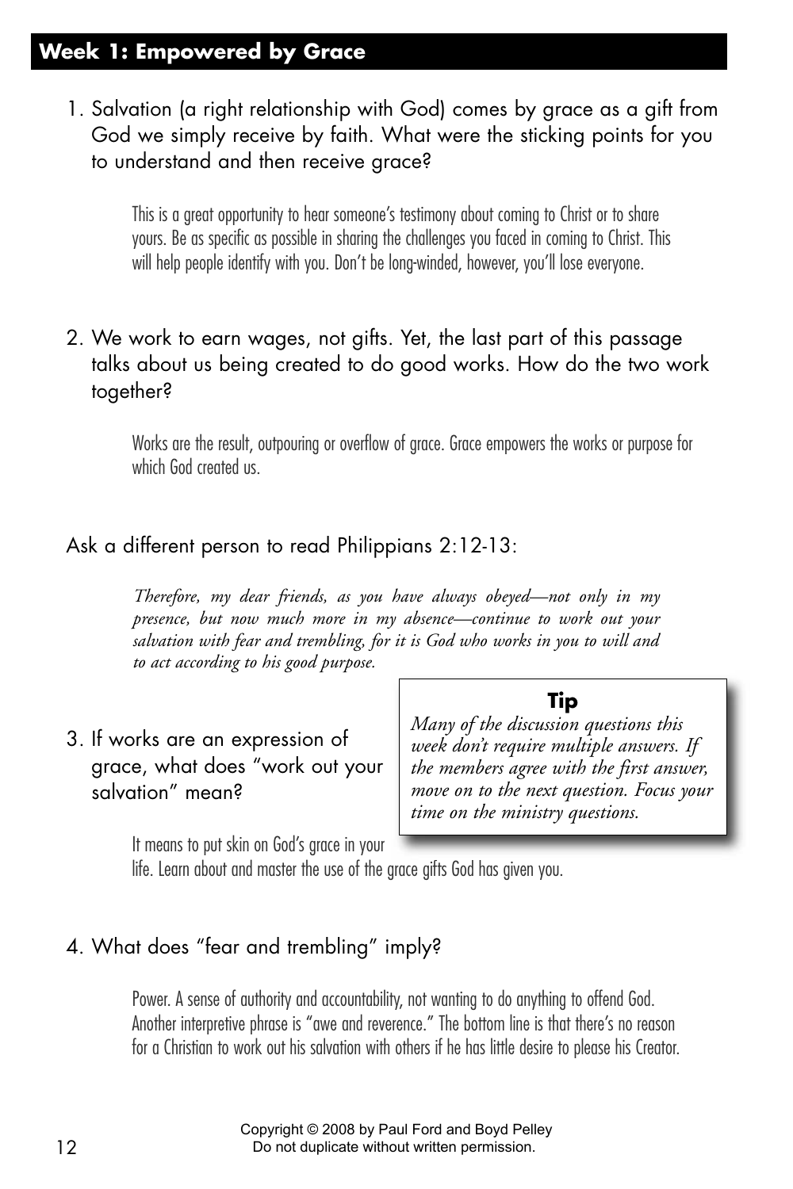## Week 1: Empowered by Grace

1. Salvation (a right relationship with God) comes by grace as a gift from God we simply receive by faith. What were the sticking points for you to understand and then receive grace?

   This is a great opportunity to hear someone's testimony about coming to Christ or to share yours. Be as specific as possible in sharing the challenges you faced in coming to Christ. This will help people identify with you. Don't be long-winded, however, you'll lose everyone.

2. We work to earn wages, not gifts. Yet, the last part of this passage talks about us being created to do good works. How do the two work together?

   Works are the result, outpouring or overflow of grace. Grace empowers the works or purpose for which God created us.

Ask a different person to read Philippians 2:12-13:

> *Therefore, my dear friends, as you have always obeyed—not only in my presence, but now much more in my absence—continue to work out your salvation with fear and trembling, for it is God who works in you to will and to act according to his good purpose.*

3. If works are an expression of grace, what does "work out your salvation" mean?

   It means to put skin on God's grace in your life. Learn about and master the use of the grace gifts God has given you.

> **Tip**
>
> *Many of the discussion questions this week don't require multiple answers. If the members agree with the first answer, move on to the next question. Focus your time on the ministry questions.*

4. What does "fear and trembling" imply?

   Power. A sense of authority and accountability, not wanting to do anything to offend God. Another interpretive phrase is "awe and reverence." The bottom line is that there's no reason for a Christian to work out his salvation with others if he has little desire to please his Creator.

Copyright © 2008 by Paul Ford and Boyd Pelley
Do not duplicate without written permission.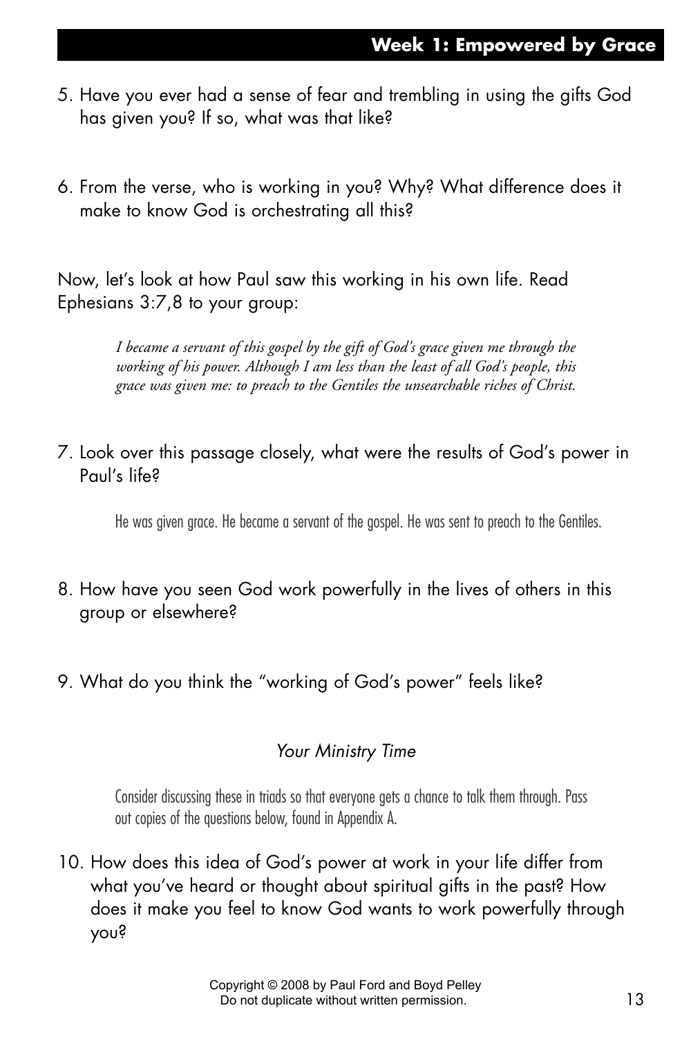5. Have you ever had a sense of fear and trembling in using the gifts God has given you? If so, what was that like?

6. From the verse, who is working in you? Why? What difference does it make to know God is orchestrating all this?

Now, let's look at how Paul saw this working in his own life. Read Ephesians 3:7,8 to your group:

> *I became a servant of this gospel by the gift of God's grace given me through the working of his power. Although I am less than the least of all God's people, this grace was given me: to preach to the Gentiles the unsearchable riches of Christ.*

7. Look over this passage closely, what were the results of God's power in Paul's life?

   He was given grace. He became a servant of the gospel. He was sent to preach to the Gentiles.

8. How have you seen God work powerfully in the lives of others in this group or elsewhere?

9. What do you think the "working of God's power" feels like?

### *Your Ministry Time*

Consider discussing these in triads so that everyone gets a chance to talk them through. Pass out copies of the questions below, found in Appendix A.

10. How does this idea of God's power at work in your life differ from what you've heard or thought about spiritual gifts in the past? How does it make you feel to know God wants to work powerfully through you?

Copyright © 2008 by Paul Ford and Boyd Pelley
Do not duplicate without written permission.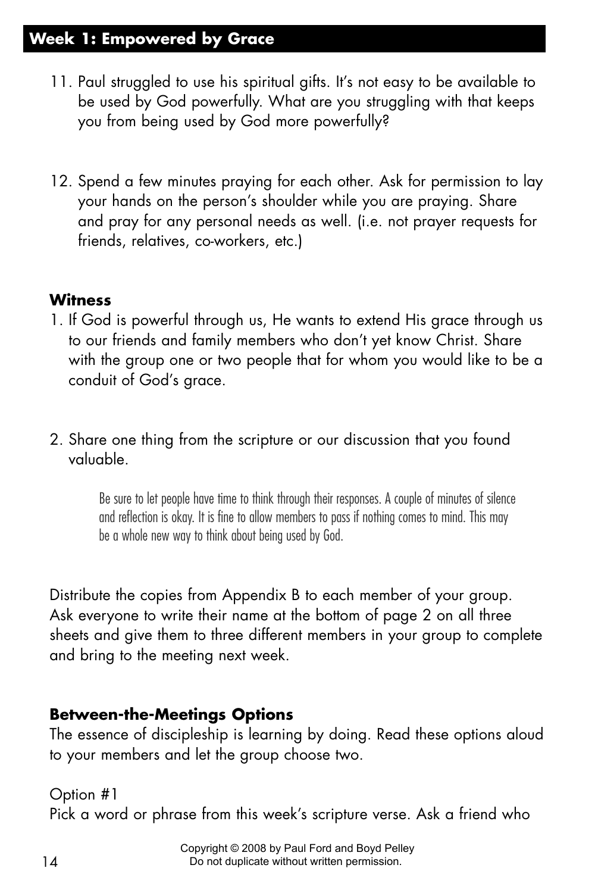11. Paul struggled to use his spiritual gifts. It's not easy to be available to be used by God powerfully. What are you struggling with that keeps you from being used by God more powerfully?

12. Spend a few minutes praying for each other. Ask for permission to lay your hands on the person's shoulder while you are praying. Share and pray for any personal needs as well. (i.e. not prayer requests for friends, relatives, co-workers, etc.)

**Witness**

1. If God is powerful through us, He wants to extend His grace through us to our friends and family members who don't yet know Christ. Share with the group one or two people that for whom you would like to be a conduit of God's grace.

2. Share one thing from the scripture or our discussion that you found valuable.

   Be sure to let people have time to think through their responses. A couple of minutes of silence and reflection is okay. It is fine to allow members to pass if nothing comes to mind. This may be a whole new way to think about being used by God.

Distribute the copies from Appendix B to each member of your group. Ask everyone to write their name at the bottom of page 2 on all three sheets and give them to three different members in your group to complete and bring to the meeting next week.

**Between-the-Meetings Options**

The essence of discipleship is learning by doing. Read these options aloud to your members and let the group choose two.

Option #1

Pick a word or phrase from this week's scripture verse. Ask a friend who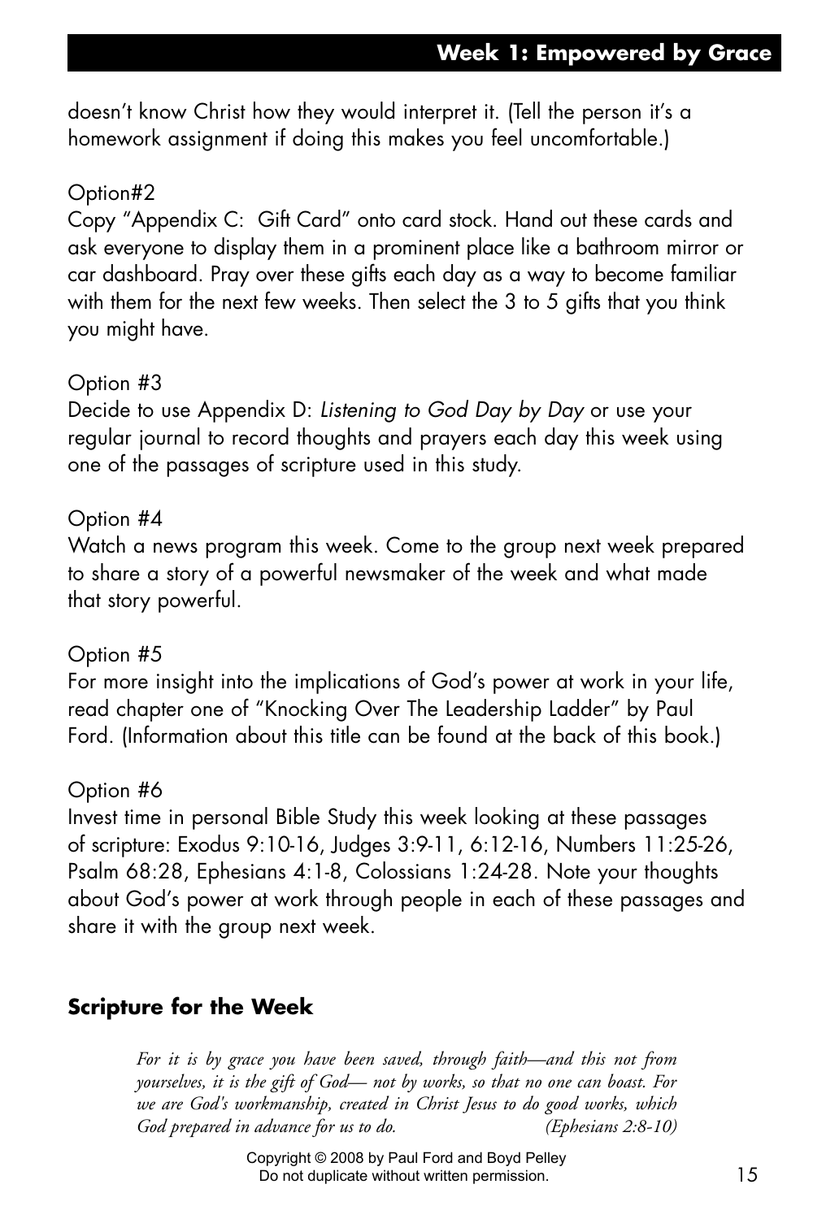doesn't know Christ how they would interpret it. (Tell the person it's a homework assignment if doing this makes you feel uncomfortable.)

Option#2

Copy "Appendix C:  Gift Card" onto card stock. Hand out these cards and ask everyone to display them in a prominent place like a bathroom mirror or car dashboard. Pray over these gifts each day as a way to become familiar with them for the next few weeks. Then select the 3 to 5 gifts that you think you might have.

Option #3

Decide to use Appendix D: *Listening to God Day by Day* or use your regular journal to record thoughts and prayers each day this week using one of the passages of scripture used in this study.

Option #4

Watch a news program this week. Come to the group next week prepared to share a story of a powerful newsmaker of the week and what made that story powerful.

Option #5

For more insight into the implications of God's power at work in your life, read chapter one of "Knocking Over The Leadership Ladder" by Paul Ford. (Information about this title can be found at the back of this book.)

Option #6

Invest time in personal Bible Study this week looking at these passages of scripture: Exodus 9:10-16, Judges 3:9-11, 6:12-16, Numbers 11:25-26, Psalm 68:28, Ephesians 4:1-8, Colossians 1:24-28. Note your thoughts about God's power at work through people in each of these passages and share it with the group next week.

## Scripture for the Week

> *For it is by grace you have been saved, through faith—and this not from yourselves, it is the gift of God— not by works, so that no one can boast. For we are God's workmanship, created in Christ Jesus to do good works, which God prepared in advance for us to do.* *(Ephesians 2:8-10)*

Copyright © 2008 by Paul Ford and Boyd Pelley
Do not duplicate without written permission.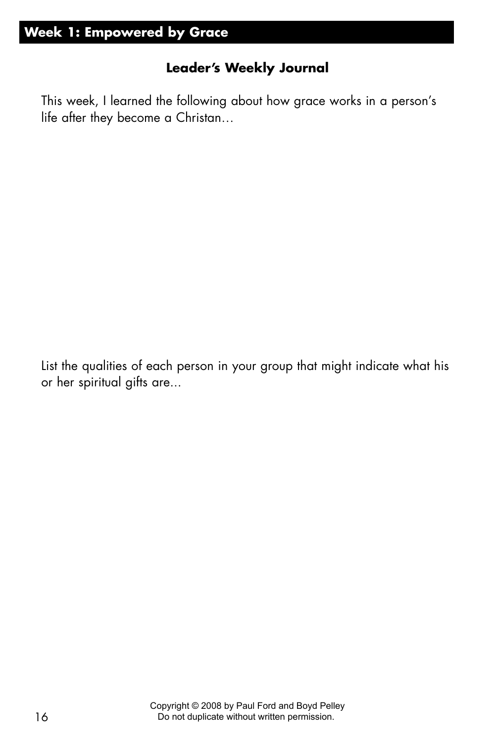## Week 1: Empowered by Grace

### Leader's Weekly Journal

This week, I learned the following about how grace works in a person's life after they become a Christan…

List the qualities of each person in your group that might indicate what his or her spiritual gifts are...

Copyright © 2008 by Paul Ford and Boyd Pelley
Do not duplicate without written permission.